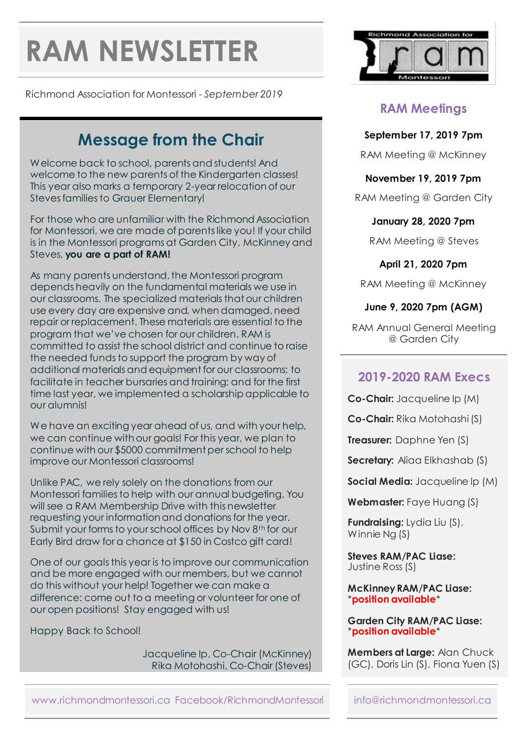# RAM NEWSLETTER

Richmond Association for Montessori - *September 2019*

## Message from the Chair

Welcome back to school, parents and students! And welcome to the new parents of the Kindergarten classes! This year also marks a temporary 2-year relocation of our Steves families to Grauer Elementary!

For those who are unfamiliar with the Richmond Association for Montessori, we are made of parents like you! If your child is in the Montessori programs at Garden City, McKinney and Steves, **you are a part of RAM!**

As many parents understand, the Montessori program depends heavily on the fundamental materials we use in our classrooms. The specialized materials that our children use every day are expensive and, when damaged, need repair or replacement. These materials are essential to the program that we've chosen for our children. RAM is committed to assist the school district and continue to raise the needed funds to support the program by way of additional materials and equipment for our classrooms; to facilitate in teacher bursaries and training; and for the first time last year, we implemented a scholarship applicable to our alumni!

We have an exciting year ahead of us, and with your help, we can continue with our goals! For this year, we plan to continue with our $5000 commitment per school to help improve our Montessori classrooms!

Unlike PAC, we rely solely on the donations from our Montessori families to help with our annual budgeting. You will see a RAM Membership Drive with this newsletter requesting your information and donations for the year. Submit your forms to your school offices by Nov 8th for our Early Bird draw for a chance at $150 in Costco gift card!

One of our goals this year is to improve our communication and be more engaged with our members, but we cannot do this without your help! Together we can make a difference: come out to a meeting or volunteer for one of our open positions! Stay engaged with us!

Happy Back to School!

Jacqueline Ip, Co-Chair (McKinney)
Rika Motohashi, Co-Chair (Steves)

## RAM Meetings

**September 17, 2019 7pm**
RAM Meeting @ McKinney

**November 19, 2019 7pm**
RAM Meeting @ Garden City

**January 28, 2020 7pm**
RAM Meeting @ Steves

**April 21, 2020 7pm**
RAM Meeting @ McKinney

**June 9, 2020 7pm (AGM)**
RAM Annual General Meeting @ Garden City

## 2019-2020 RAM Execs

**Co-Chair:** Jacqueline Ip (M)

**Co-Chair:** Rika Motohashi (S)

**Treasurer:** Daphne Yen (S)

**Secretary:** Aliaa Elkhashab (S)

**Social Media:** Jacqueline Ip (M)

**Webmaster:** Faye Huang (S)

**Fundraising:** Lydia Liu (S), Winnie Ng (S)

**Steves RAM/PAC Liase:** Justine Ross (S)

**McKinney RAM/PAC Liase:** *position available*

**Garden City RAM/PAC Liase:** *position available*

**Members at Large:** Alan Chuck (GC), Doris Lin (S), Fiona Yuen (S)

www.richmondmontessori.ca Facebook/RichmondMontessori

info@richmondmontessori.ca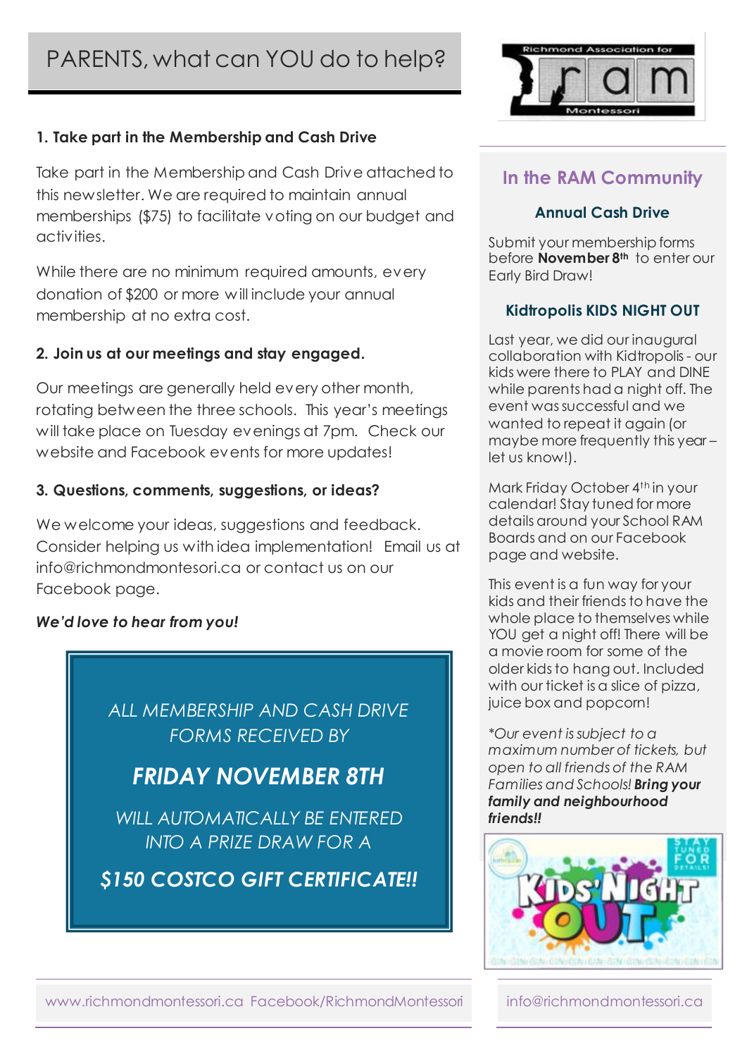# PARENTS, what can YOU do to help?

**1. Take part in the Membership and Cash Drive**

Take part in the Membership and Cash Drive attached to this newsletter. We are required to maintain annual memberships ($75) to facilitate voting on our budget and activities.

While there are no minimum required amounts, every donation of $200 or more will include your annual membership at no extra cost.

**2. Join us at our meetings and stay engaged.**

Our meetings are generally held every other month, rotating between the three schools. This year's meetings will take place on Tuesday evenings at 7pm. Check our website and Facebook events for more updates!

**3. Questions, comments, suggestions, or ideas?**

We welcome your ideas, suggestions and feedback. Consider helping us with idea implementation! Email us at info@richmondmontesori.ca or contact us on our Facebook page.

***We'd love to hear from you!***

*ALL MEMBERSHIP AND CASH DRIVE FORMS RECEIVED BY*

***FRIDAY NOVEMBER 8TH***

*WILL AUTOMATICALLY BE ENTERED INTO A PRIZE DRAW FOR A*

***$150 COSTCO GIFT CERTIFICATE!!***

Richmond Association for ram Montessori

## In the RAM Community

### Annual Cash Drive

Submit your membership forms before **November 8th** to enter our Early Bird Draw!

### Kidtropolis KIDS NIGHT OUT

Last year, we did our inaugural collaboration with Kidtropolis - our kids were there to PLAY and DINE while parents had a night off. The event was successful and we wanted to repeat it again (or maybe more frequently this year – let us know!).

Mark Friday October 4th in your calendar! Stay tuned for more details around your School RAM Boards and on our Facebook page and website.

This event is a fun way for your kids and their friends to have the whole place to themselves while YOU get a night off! There will be a movie room for some of the older kids to hang out. Included with our ticket is a slice of pizza, juice box and popcorn!

*\*Our event is subject to a maximum number of tickets, but open to all friends of the RAM Families and Schools! **Bring your family and neighbourhood friends!!***

KIDS' NIGHT OUT — STAY TUNED FOR DETAILS!

www.richmondmontessori.ca Facebook/RichmondMontessori

info@richmondmontessori.ca